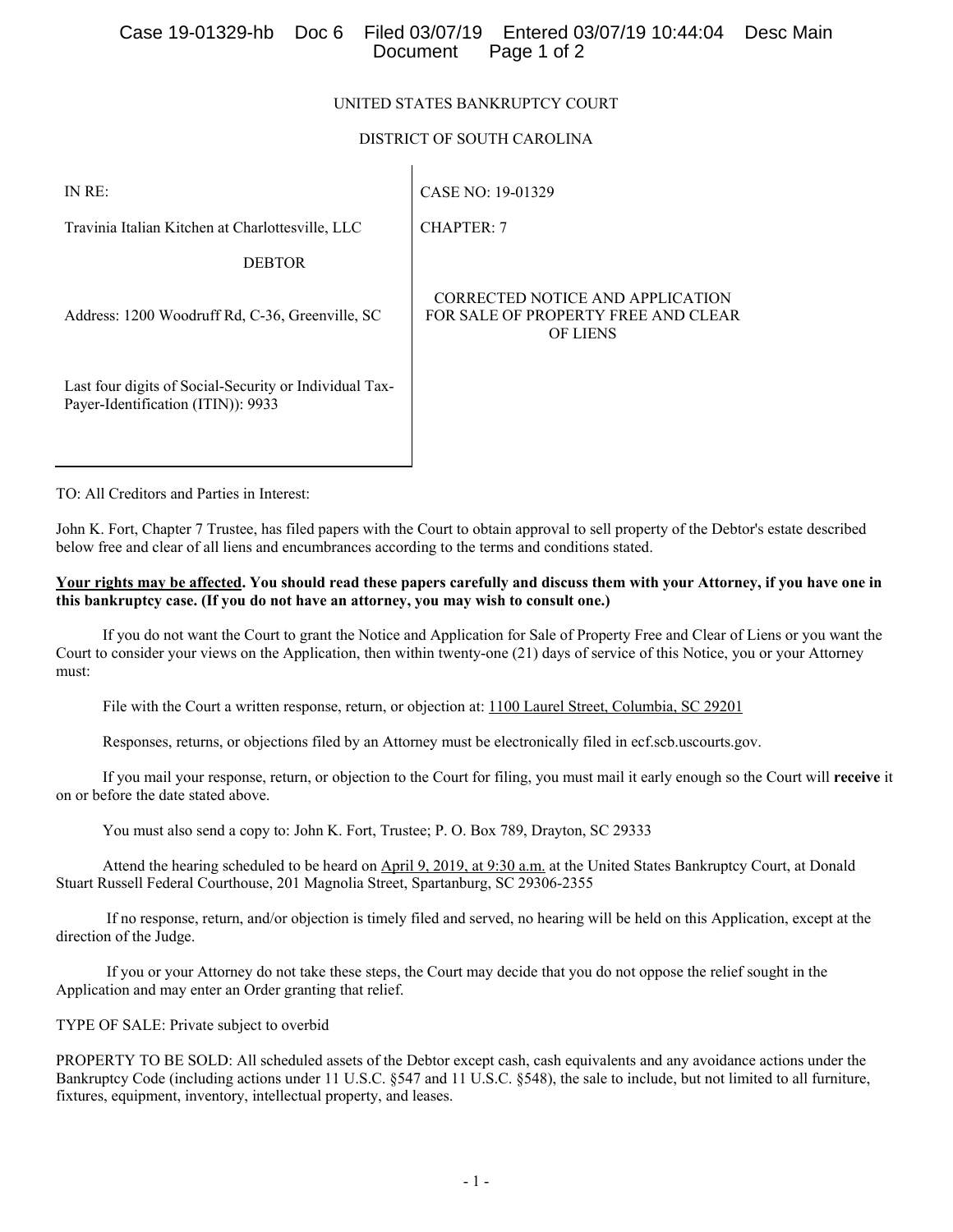UNITED STATES BANKRUPTCY COURT

DISTRICT OF SOUTH CAROLINA

| IN RE: | CASE NO: 19-01329 |
|---|---|
| Travinia Italian Kitchen at Charlottesville, LLC | CHAPTER: 7 |
| DEBTOR | |
| Address: 1200 Woodruff Rd, C-36, Greenville, SC | CORRECTED NOTICE AND APPLICATION FOR SALE OF PROPERTY FREE AND CLEAR OF LIENS |
| Last four digits of Social-Security or Individual Tax-Payer-Identification (ITIN)): 9933 | |

TO: All Creditors and Parties in Interest:

John K. Fort, Chapter 7 Trustee, has filed papers with the Court to obtain approval to sell property of the Debtor's estate described below free and clear of all liens and encumbrances according to the terms and conditions stated.

**Your rights may be affected. You should read these papers carefully and discuss them with your Attorney, if you have one in this bankruptcy case. (If you do not have an attorney, you may wish to consult one.)**

If you do not want the Court to grant the Notice and Application for Sale of Property Free and Clear of Liens or you want the Court to consider your views on the Application, then within twenty-one (21) days of service of this Notice, you or your Attorney must:

File with the Court a written response, return, or objection at: 1100 Laurel Street, Columbia, SC 29201

Responses, returns, or objections filed by an Attorney must be electronically filed in ecf.scb.uscourts.gov.

If you mail your response, return, or objection to the Court for filing, you must mail it early enough so the Court will **receive** it on or before the date stated above.

You must also send a copy to: John K. Fort, Trustee; P. O. Box 789, Drayton, SC 29333

Attend the hearing scheduled to be heard on April 9, 2019, at 9:30 a.m. at the United States Bankruptcy Court, at Donald Stuart Russell Federal Courthouse, 201 Magnolia Street, Spartanburg, SC 29306-2355

If no response, return, and/or objection is timely filed and served, no hearing will be held on this Application, except at the direction of the Judge.

If you or your Attorney do not take these steps, the Court may decide that you do not oppose the relief sought in the Application and may enter an Order granting that relief.

TYPE OF SALE: Private subject to overbid

PROPERTY TO BE SOLD: All scheduled assets of the Debtor except cash, cash equivalents and any avoidance actions under the Bankruptcy Code (including actions under 11 U.S.C. §547 and 11 U.S.C. §548), the sale to include, but not limited to all furniture, fixtures, equipment, inventory, intellectual property, and leases.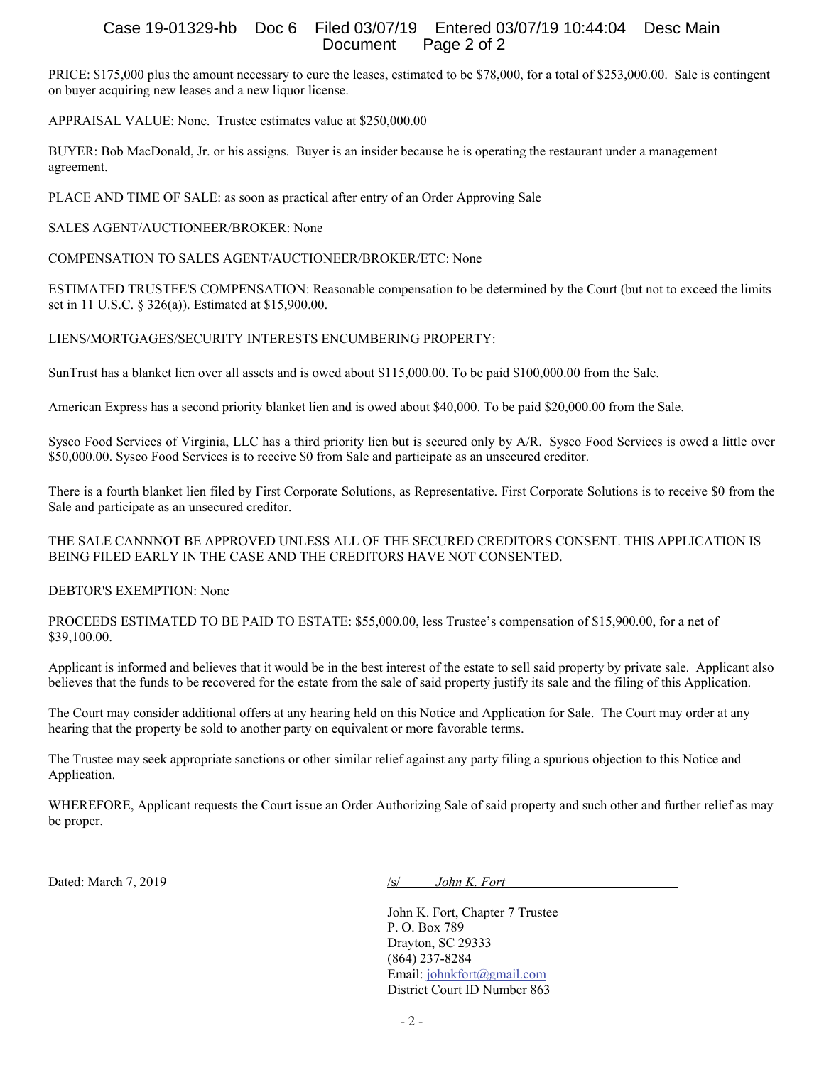PRICE: $175,000 plus the amount necessary to cure the leases, estimated to be $78,000, for a total of $253,000.00. Sale is contingent on buyer acquiring new leases and a new liquor license.

APPRAISAL VALUE: None. Trustee estimates value at $250,000.00

BUYER: Bob MacDonald, Jr. or his assigns. Buyer is an insider because he is operating the restaurant under a management agreement.

PLACE AND TIME OF SALE: as soon as practical after entry of an Order Approving Sale

SALES AGENT/AUCTIONEER/BROKER: None

COMPENSATION TO SALES AGENT/AUCTIONEER/BROKER/ETC: None

ESTIMATED TRUSTEE'S COMPENSATION: Reasonable compensation to be determined by the Court (but not to exceed the limits set in 11 U.S.C. § 326(a)). Estimated at $15,900.00.

LIENS/MORTGAGES/SECURITY INTERESTS ENCUMBERING PROPERTY:

SunTrust has a blanket lien over all assets and is owed about $115,000.00. To be paid $100,000.00 from the Sale.

American Express has a second priority blanket lien and is owed about $40,000. To be paid $20,000.00 from the Sale.

Sysco Food Services of Virginia, LLC has a third priority lien but is secured only by A/R. Sysco Food Services is owed a little over $50,000.00. Sysco Food Services is to receive $0 from Sale and participate as an unsecured creditor.

There is a fourth blanket lien filed by First Corporate Solutions, as Representative. First Corporate Solutions is to receive $0 from the Sale and participate as an unsecured creditor.

THE SALE CANNNOT BE APPROVED UNLESS ALL OF THE SECURED CREDITORS CONSENT. THIS APPLICATION IS BEING FILED EARLY IN THE CASE AND THE CREDITORS HAVE NOT CONSENTED.

DEBTOR'S EXEMPTION: None

PROCEEDS ESTIMATED TO BE PAID TO ESTATE: $55,000.00, less Trustee's compensation of $15,900.00, for a net of $39,100.00.

Applicant is informed and believes that it would be in the best interest of the estate to sell said property by private sale. Applicant also believes that the funds to be recovered for the estate from the sale of said property justify its sale and the filing of this Application.

The Court may consider additional offers at any hearing held on this Notice and Application for Sale. The Court may order at any hearing that the property be sold to another party on equivalent or more favorable terms.

The Trustee may seek appropriate sanctions or other similar relief against any party filing a spurious objection to this Notice and Application.

WHEREFORE, Applicant requests the Court issue an Order Authorizing Sale of said property and such other and further relief as may be proper.

Dated: March 7, 2019

/s/ *John K. Fort*

John K. Fort, Chapter 7 Trustee
P. O. Box 789
Drayton, SC 29333
(864) 237-8284
Email: johnkfort@gmail.com
District Court ID Number 863